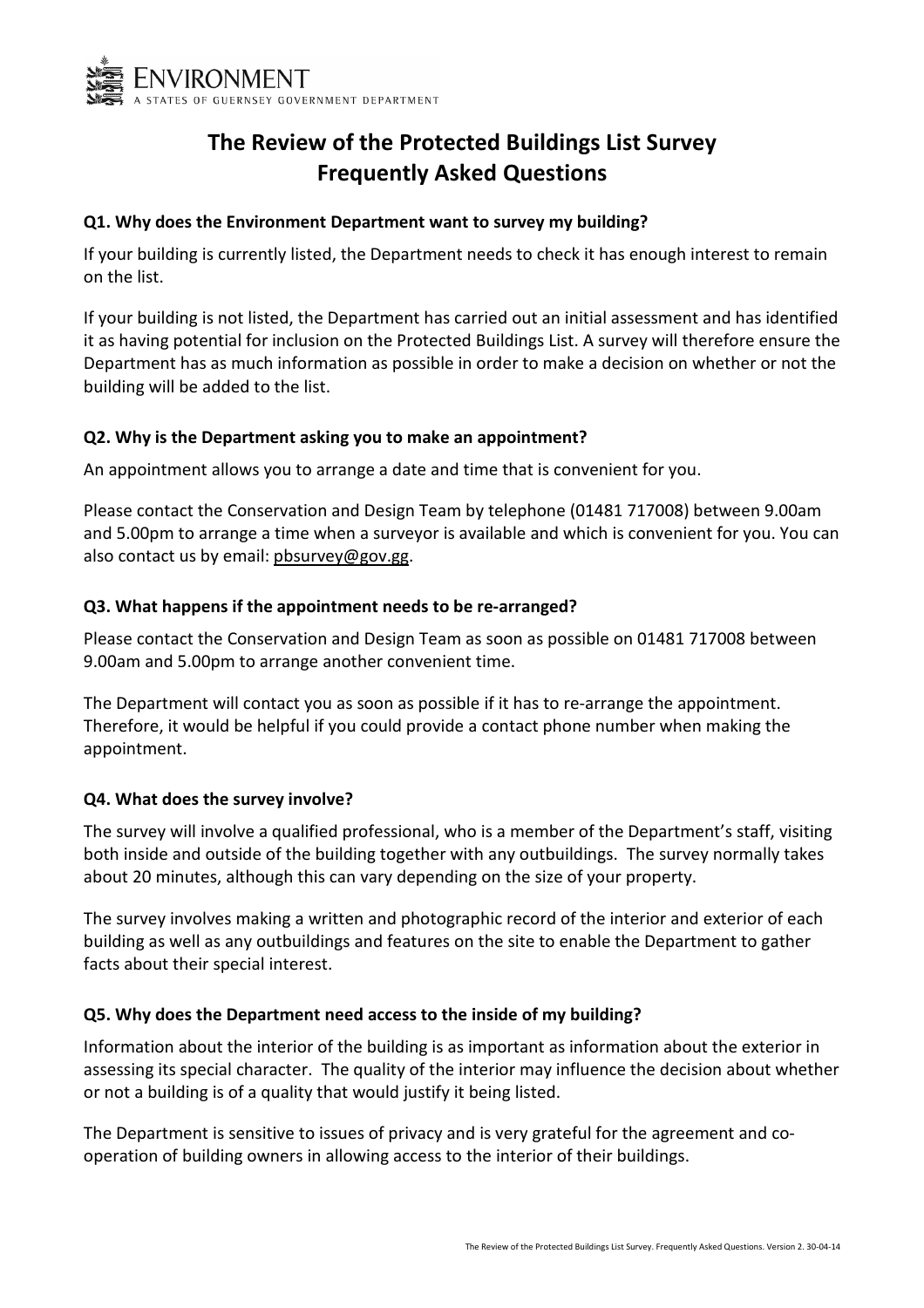ENVIRONMENT

A STATES OF GUERNSEY GOVERNMENT DEPARTMENT

# The Review of the Protected Buildings List Survey Frequently Asked Questions

### Q1. Why does the Environment Department want to survey my building?

If your building is currently listed, the Department needs to check it has enough interest to remain on the list.

If your building is not listed, the Department has carried out an initial assessment and has identified it as having potential for inclusion on the Protected Buildings List. A survey will therefore ensure the Department has as much information as possible in order to make a decision on whether or not the building will be added to the list.

### Q2. Why is the Department asking you to make an appointment?

An appointment allows you to arrange a date and time that is convenient for you.

Please contact the Conservation and Design Team by telephone (01481 717008) between 9.00am and 5.00pm to arrange a time when a surveyor is available and which is convenient for you. You can also contact us by email: pbsurvey@gov.gg.

### Q3. What happens if the appointment needs to be re-arranged?

Please contact the Conservation and Design Team as soon as possible on 01481 717008 between 9.00am and 5.00pm to arrange another convenient time.

The Department will contact you as soon as possible if it has to re-arrange the appointment. Therefore, it would be helpful if you could provide a contact phone number when making the appointment.

### Q4. What does the survey involve?

The survey will involve a qualified professional, who is a member of the Department's staff, visiting both inside and outside of the building together with any outbuildings. The survey normally takes about 20 minutes, although this can vary depending on the size of your property.

The survey involves making a written and photographic record of the interior and exterior of each building as well as any outbuildings and features on the site to enable the Department to gather facts about their special interest.

### Q5. Why does the Department need access to the inside of my building?

Information about the interior of the building is as important as information about the exterior in assessing its special character. The quality of the interior may influence the decision about whether or not a building is of a quality that would justify it being listed.

The Department is sensitive to issues of privacy and is very grateful for the agreement and co-operation of building owners in allowing access to the interior of their buildings.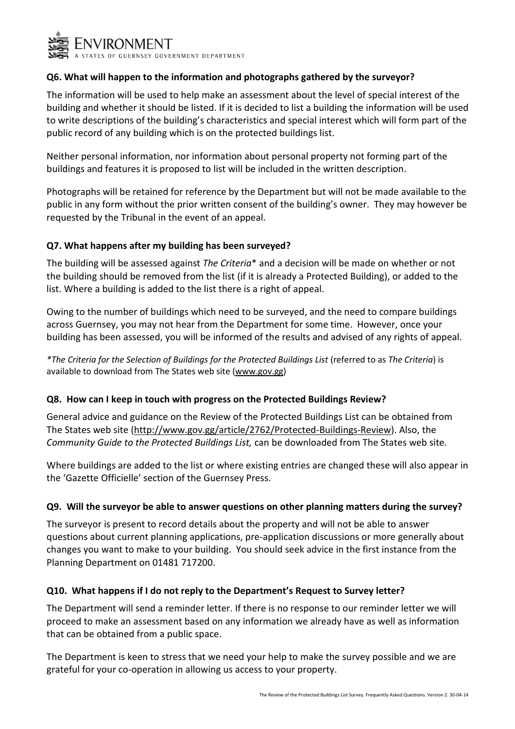### Q6. What will happen to the information and photographs gathered by the surveyor?

The information will be used to help make an assessment about the level of special interest of the building and whether it should be listed. If it is decided to list a building the information will be used to write descriptions of the building's characteristics and special interest which will form part of the public record of any building which is on the protected buildings list.

Neither personal information, nor information about personal property not forming part of the buildings and features it is proposed to list will be included in the written description.

Photographs will be retained for reference by the Department but will not be made available to the public in any form without the prior written consent of the building's owner. They may however be requested by the Tribunal in the event of an appeal.

### Q7. What happens after my building has been surveyed?

The building will be assessed against *The Criteria** and a decision will be made on whether or not the building should be removed from the list (if it is already a Protected Building), or added to the list. Where a building is added to the list there is a right of appeal.

Owing to the number of buildings which need to be surveyed, and the need to compare buildings across Guernsey, you may not hear from the Department for some time. However, once your building has been assessed, you will be informed of the results and advised of any rights of appeal.

**The Criteria for the Selection of Buildings for the Protected Buildings List* (referred to as *The Criteria*) is available to download from The States web site (www.gov.gg)

### Q8. How can I keep in touch with progress on the Protected Buildings Review?

General advice and guidance on the Review of the Protected Buildings List can be obtained from The States web site (http://www.gov.gg/article/2762/Protected-Buildings-Review). Also, the *Community Guide to the Protected Buildings List,* can be downloaded from The States web site.

Where buildings are added to the list or where existing entries are changed these will also appear in the 'Gazette Officielle' section of the Guernsey Press.

### Q9. Will the surveyor be able to answer questions on other planning matters during the survey?

The surveyor is present to record details about the property and will not be able to answer questions about current planning applications, pre-application discussions or more generally about changes you want to make to your building. You should seek advice in the first instance from the Planning Department on 01481 717200.

### Q10. What happens if I do not reply to the Department's Request to Survey letter?

The Department will send a reminder letter. If there is no response to our reminder letter we will proceed to make an assessment based on any information we already have as well as information that can be obtained from a public space.

The Department is keen to stress that we need your help to make the survey possible and we are grateful for your co-operation in allowing us access to your property.